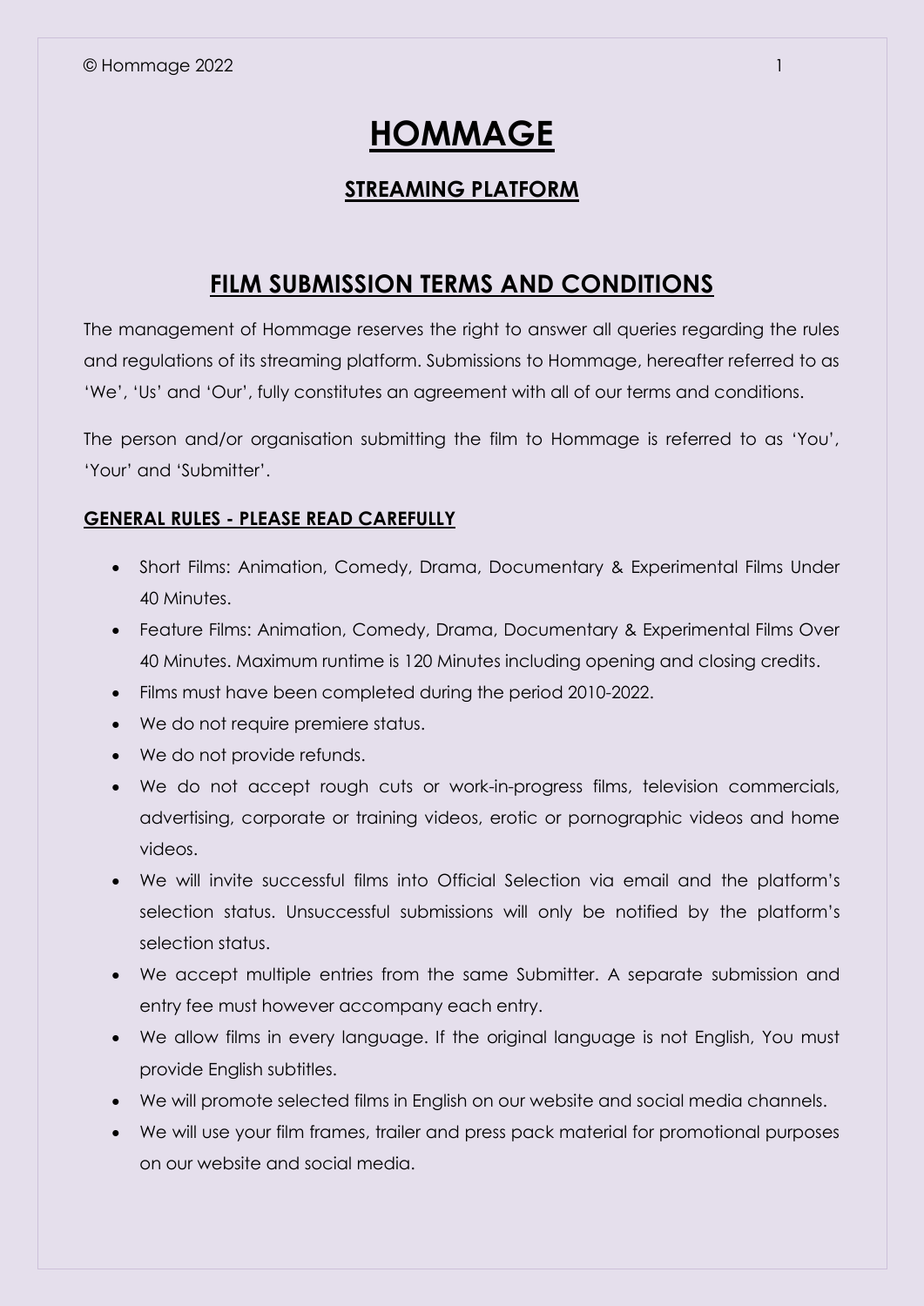# HOMMAGE

## STREAMING PLATFORM

## FILM SUBMISSION TERMS AND CONDITIONS

The management of Hommage reserves the right to answer all queries regarding the rules and regulations of its streaming platform. Submissions to Hommage, hereafter referred to as 'We', 'Us' and 'Our', fully constitutes an agreement with all of our terms and conditions.

The person and/or organisation submitting the film to Hommage is referred to as 'You', 'Your' and 'Submitter'.

### GENERAL RULES - PLEASE READ CAREFULLY

- Short Films: Animation, Comedy, Drama, Documentary & Experimental Films Under 40 Minutes.
- Feature Films: Animation, Comedy, Drama, Documentary & Experimental Films Over 40 Minutes. Maximum runtime is 120 Minutes including opening and closing credits.
- Films must have been completed during the period 2010-2022.
- We do not require premiere status.
- We do not provide refunds.
- We do not accept rough cuts or work-in-progress films, television commercials, advertising, corporate or training videos, erotic or pornographic videos and home videos.
- We will invite successful films into Official Selection via email and the platform's selection status. Unsuccessful submissions will only be notified by the platform's selection status.
- We accept multiple entries from the same Submitter. A separate submission and entry fee must however accompany each entry.
- We allow films in every language. If the original language is not English, You must provide English subtitles.
- We will promote selected films in English on our website and social media channels.
- We will use your film frames, trailer and press pack material for promotional purposes on our website and social media.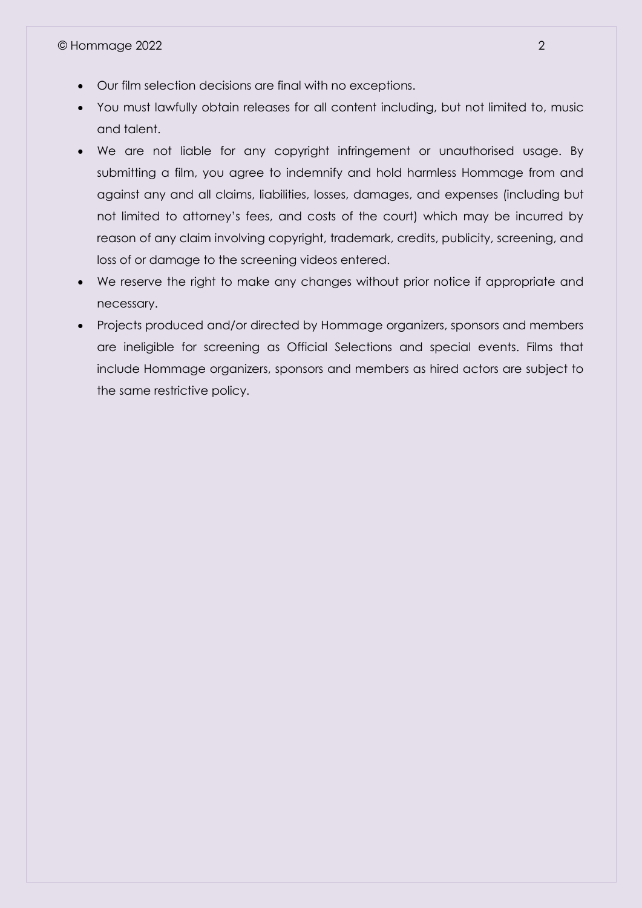- Our film selection decisions are final with no exceptions.
- You must lawfully obtain releases for all content including, but not limited to, music and talent.
- We are not liable for any copyright infringement or unauthorised usage. By submitting a film, you agree to indemnify and hold harmless Hommage from and against any and all claims, liabilities, losses, damages, and expenses (including but not limited to attorney's fees, and costs of the court) which may be incurred by reason of any claim involving copyright, trademark, credits, publicity, screening, and loss of or damage to the screening videos entered.
- We reserve the right to make any changes without prior notice if appropriate and necessary.
- Projects produced and/or directed by Hommage organizers, sponsors and members are ineligible for screening as Official Selections and special events. Films that include Hommage organizers, sponsors and members as hired actors are subject to the same restrictive policy.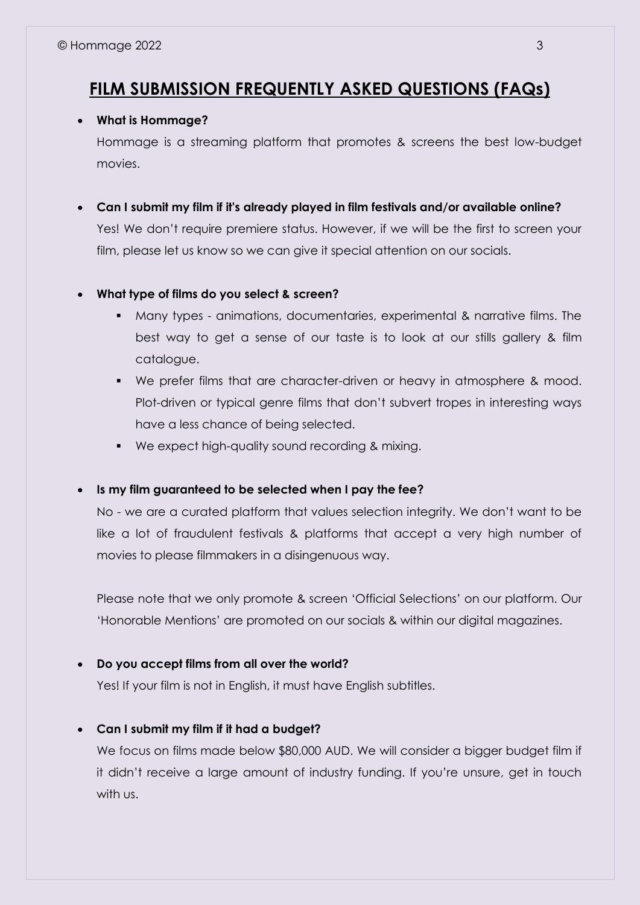# FILM SUBMISSION FREQUENTLY ASKED QUESTIONS (FAQs)

- **What is Hommage?**

  Hommage is a streaming platform that promotes & screens the best low-budget movies.

- **Can I submit my film if it's already played in film festivals and/or available online?**

  Yes! We don't require premiere status. However, if we will be the first to screen your film, please let us know so we can give it special attention on our socials.

- **What type of films do you select & screen?**
  - Many types - animations, documentaries, experimental & narrative films. The best way to get a sense of our taste is to look at our stills gallery & film catalogue.
  - We prefer films that are character-driven or heavy in atmosphere & mood. Plot-driven or typical genre films that don't subvert tropes in interesting ways have a less chance of being selected.
  - We expect high-quality sound recording & mixing.

- **Is my film guaranteed to be selected when I pay the fee?**

  No - we are a curated platform that values selection integrity. We don't want to be like a lot of fraudulent festivals & platforms that accept a very high number of movies to please filmmakers in a disingenuous way.

  Please note that we only promote & screen 'Official Selections' on our platform. Our 'Honorable Mentions' are promoted on our socials & within our digital magazines.

- **Do you accept films from all over the world?**

  Yes! If your film is not in English, it must have English subtitles.

- **Can I submit my film if it had a budget?**

  We focus on films made below $80,000 AUD. We will consider a bigger budget film if it didn't receive a large amount of industry funding. If you're unsure, get in touch with us.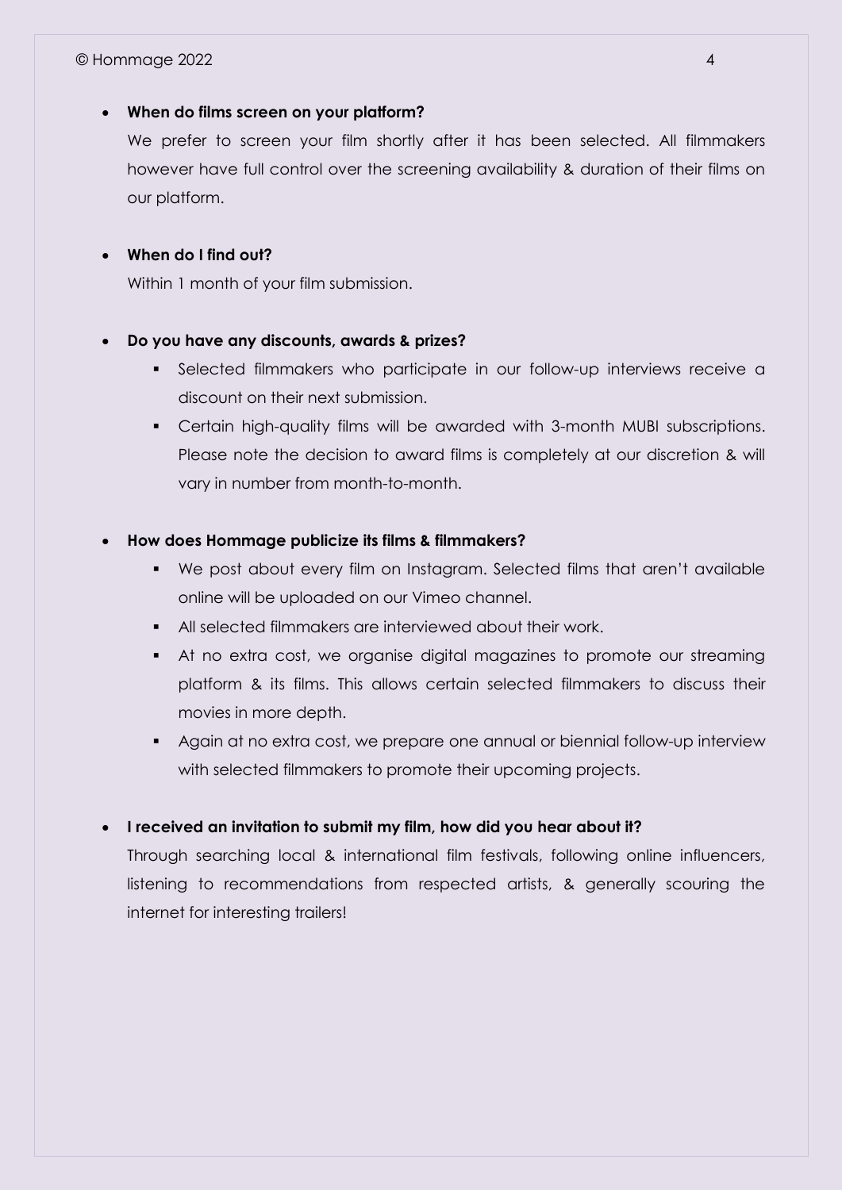- **When do films screen on your platform?**

  We prefer to screen your film shortly after it has been selected. All filmmakers however have full control over the screening availability & duration of their films on our platform.

- **When do I find out?**

  Within 1 month of your film submission.

- **Do you have any discounts, awards & prizes?**
  - Selected filmmakers who participate in our follow-up interviews receive a discount on their next submission.
  - Certain high-quality films will be awarded with 3-month MUBI subscriptions. Please note the decision to award films is completely at our discretion & will vary in number from month-to-month.

- **How does Hommage publicize its films & filmmakers?**
  - We post about every film on Instagram. Selected films that aren't available online will be uploaded on our Vimeo channel.
  - All selected filmmakers are interviewed about their work.
  - At no extra cost, we organise digital magazines to promote our streaming platform & its films. This allows certain selected filmmakers to discuss their movies in more depth.
  - Again at no extra cost, we prepare one annual or biennial follow-up interview with selected filmmakers to promote their upcoming projects.

- **I received an invitation to submit my film, how did you hear about it?**

  Through searching local & international film festivals, following online influencers, listening to recommendations from respected artists, & generally scouring the internet for interesting trailers!